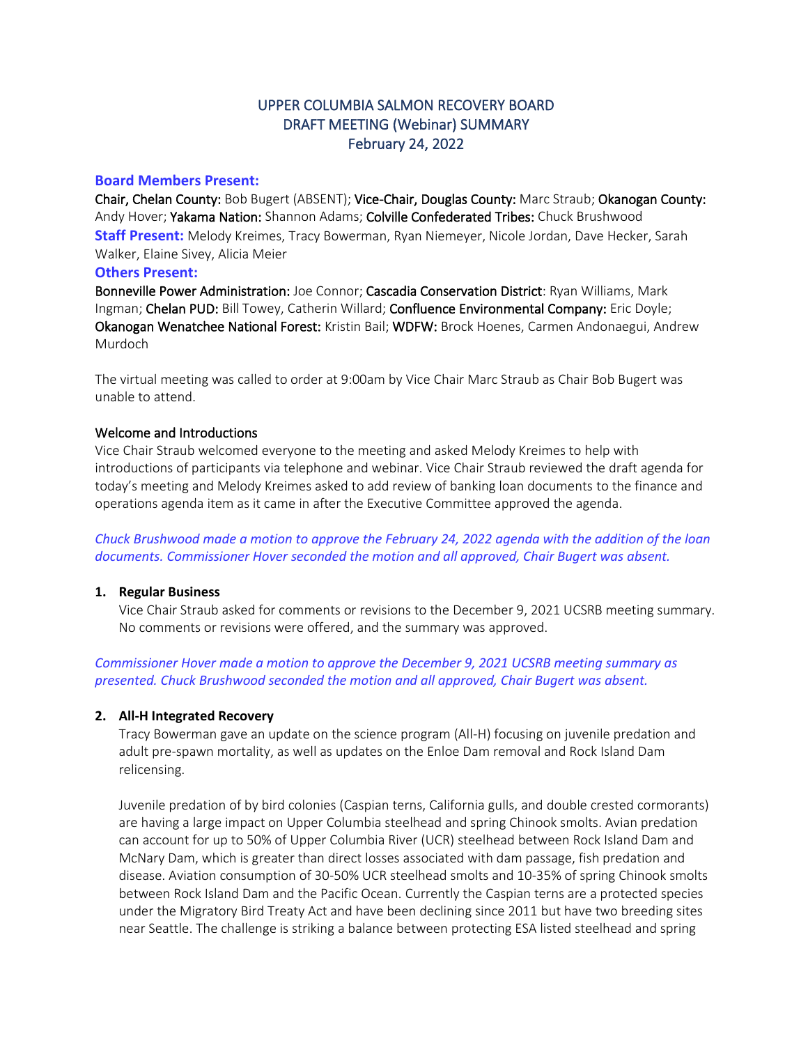# UPPER COLUMBIA SALMON RECOVERY BOARD
## DRAFT MEETING (Webinar) SUMMARY
### February 24, 2022

**Board Members Present:**
Chair, Chelan County: Bob Bugert (ABSENT); Vice-Chair, Douglas County: Marc Straub; Okanogan County: Andy Hover; Yakama Nation: Shannon Adams; Colville Confederated Tribes: Chuck Brushwood

**Staff Present:** Melody Kreimes, Tracy Bowerman, Ryan Niemeyer, Nicole Jordan, Dave Hecker, Sarah Walker, Elaine Sivey, Alicia Meier

**Others Present:**
Bonneville Power Administration: Joe Connor; Cascadia Conservation District: Ryan Williams, Mark Ingman; Chelan PUD: Bill Towey, Catherin Willard; Confluence Environmental Company: Eric Doyle; Okanogan Wenatchee National Forest: Kristin Bail; WDFW: Brock Hoenes, Carmen Andonaegui, Andrew Murdoch

The virtual meeting was called to order at 9:00am by Vice Chair Marc Straub as Chair Bob Bugert was unable to attend.

Welcome and Introductions

Vice Chair Straub welcomed everyone to the meeting and asked Melody Kreimes to help with introductions of participants via telephone and webinar. Vice Chair Straub reviewed the draft agenda for today's meeting and Melody Kreimes asked to add review of banking loan documents to the finance and operations agenda item as it came in after the Executive Committee approved the agenda.

*Chuck Brushwood made a motion to approve the February 24, 2022 agenda with the addition of the loan documents. Commissioner Hover seconded the motion and all approved, Chair Bugert was absent.*

1. **Regular Business**

   Vice Chair Straub asked for comments or revisions to the December 9, 2021 UCSRB meeting summary. No comments or revisions were offered, and the summary was approved.

*Commissioner Hover made a motion to approve the December 9, 2021 UCSRB meeting summary as presented. Chuck Brushwood seconded the motion and all approved, Chair Bugert was absent.*

2. **All-H Integrated Recovery**

   Tracy Bowerman gave an update on the science program (All-H) focusing on juvenile predation and adult pre-spawn mortality, as well as updates on the Enloe Dam removal and Rock Island Dam relicensing.

   Juvenile predation of by bird colonies (Caspian terns, California gulls, and double crested cormorants) are having a large impact on Upper Columbia steelhead and spring Chinook smolts. Avian predation can account for up to 50% of Upper Columbia River (UCR) steelhead between Rock Island Dam and McNary Dam, which is greater than direct losses associated with dam passage, fish predation and disease. Aviation consumption of 30-50% UCR steelhead smolts and 10-35% of spring Chinook smolts between Rock Island Dam and the Pacific Ocean. Currently the Caspian terns are a protected species under the Migratory Bird Treaty Act and have been declining since 2011 but have two breeding sites near Seattle. The challenge is striking a balance between protecting ESA listed steelhead and spring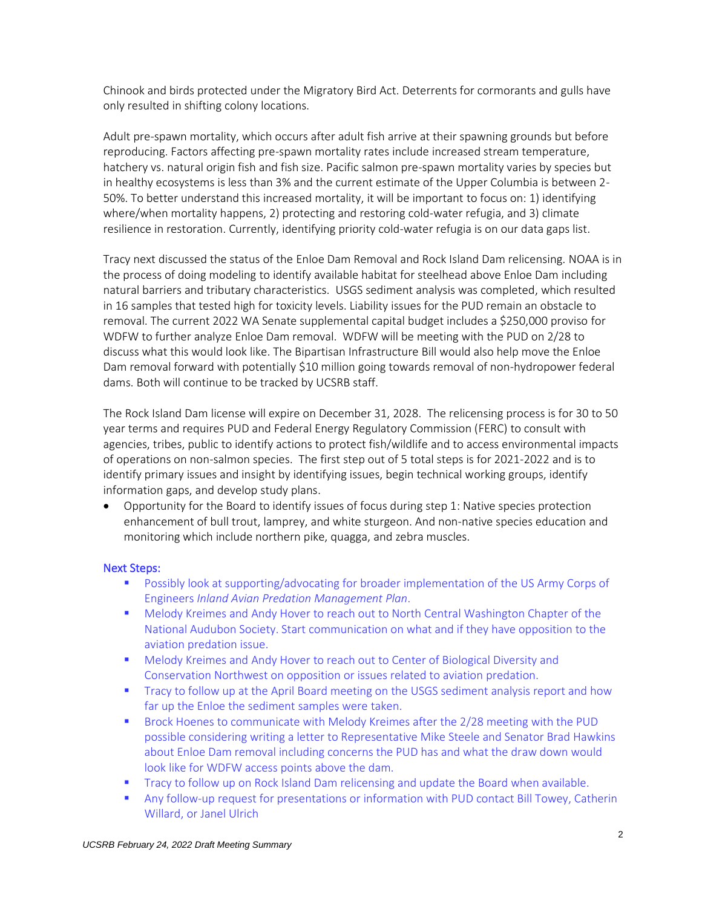Chinook and birds protected under the Migratory Bird Act. Deterrents for cormorants and gulls have only resulted in shifting colony locations.

Adult pre-spawn mortality, which occurs after adult fish arrive at their spawning grounds but before reproducing. Factors affecting pre-spawn mortality rates include increased stream temperature, hatchery vs. natural origin fish and fish size. Pacific salmon pre-spawn mortality varies by species but in healthy ecosystems is less than 3% and the current estimate of the Upper Columbia is between 2-50%. To better understand this increased mortality, it will be important to focus on: 1) identifying where/when mortality happens, 2) protecting and restoring cold-water refugia, and 3) climate resilience in restoration. Currently, identifying priority cold-water refugia is on our data gaps list.

Tracy next discussed the status of the Enloe Dam Removal and Rock Island Dam relicensing. NOAA is in the process of doing modeling to identify available habitat for steelhead above Enloe Dam including natural barriers and tributary characteristics. USGS sediment analysis was completed, which resulted in 16 samples that tested high for toxicity levels. Liability issues for the PUD remain an obstacle to removal. The current 2022 WA Senate supplemental capital budget includes a $250,000 proviso for WDFW to further analyze Enloe Dam removal. WDFW will be meeting with the PUD on 2/28 to discuss what this would look like. The Bipartisan Infrastructure Bill would also help move the Enloe Dam removal forward with potentially $10 million going towards removal of non-hydropower federal dams. Both will continue to be tracked by UCSRB staff.

The Rock Island Dam license will expire on December 31, 2028. The relicensing process is for 30 to 50 year terms and requires PUD and Federal Energy Regulatory Commission (FERC) to consult with agencies, tribes, public to identify actions to protect fish/wildlife and to access environmental impacts of operations on non-salmon species. The first step out of 5 total steps is for 2021-2022 and is to identify primary issues and insight by identifying issues, begin technical working groups, identify information gaps, and develop study plans.

- Opportunity for the Board to identify issues of focus during step 1: Native species protection enhancement of bull trout, lamprey, and white sturgeon. And non-native species education and monitoring which include northern pike, quagga, and zebra muscles.

Next Steps:

- Possibly look at supporting/advocating for broader implementation of the US Army Corps of Engineers *Inland Avian Predation Management Plan*.
- Melody Kreimes and Andy Hover to reach out to North Central Washington Chapter of the National Audubon Society. Start communication on what and if they have opposition to the aviation predation issue.
- Melody Kreimes and Andy Hover to reach out to Center of Biological Diversity and Conservation Northwest on opposition or issues related to aviation predation.
- Tracy to follow up at the April Board meeting on the USGS sediment analysis report and how far up the Enloe the sediment samples were taken.
- Brock Hoenes to communicate with Melody Kreimes after the 2/28 meeting with the PUD possible considering writing a letter to Representative Mike Steele and Senator Brad Hawkins about Enloe Dam removal including concerns the PUD has and what the draw down would look like for WDFW access points above the dam.
- Tracy to follow up on Rock Island Dam relicensing and update the Board when available.
- Any follow-up request for presentations or information with PUD contact Bill Towey, Catherin Willard, or Janel Ulrich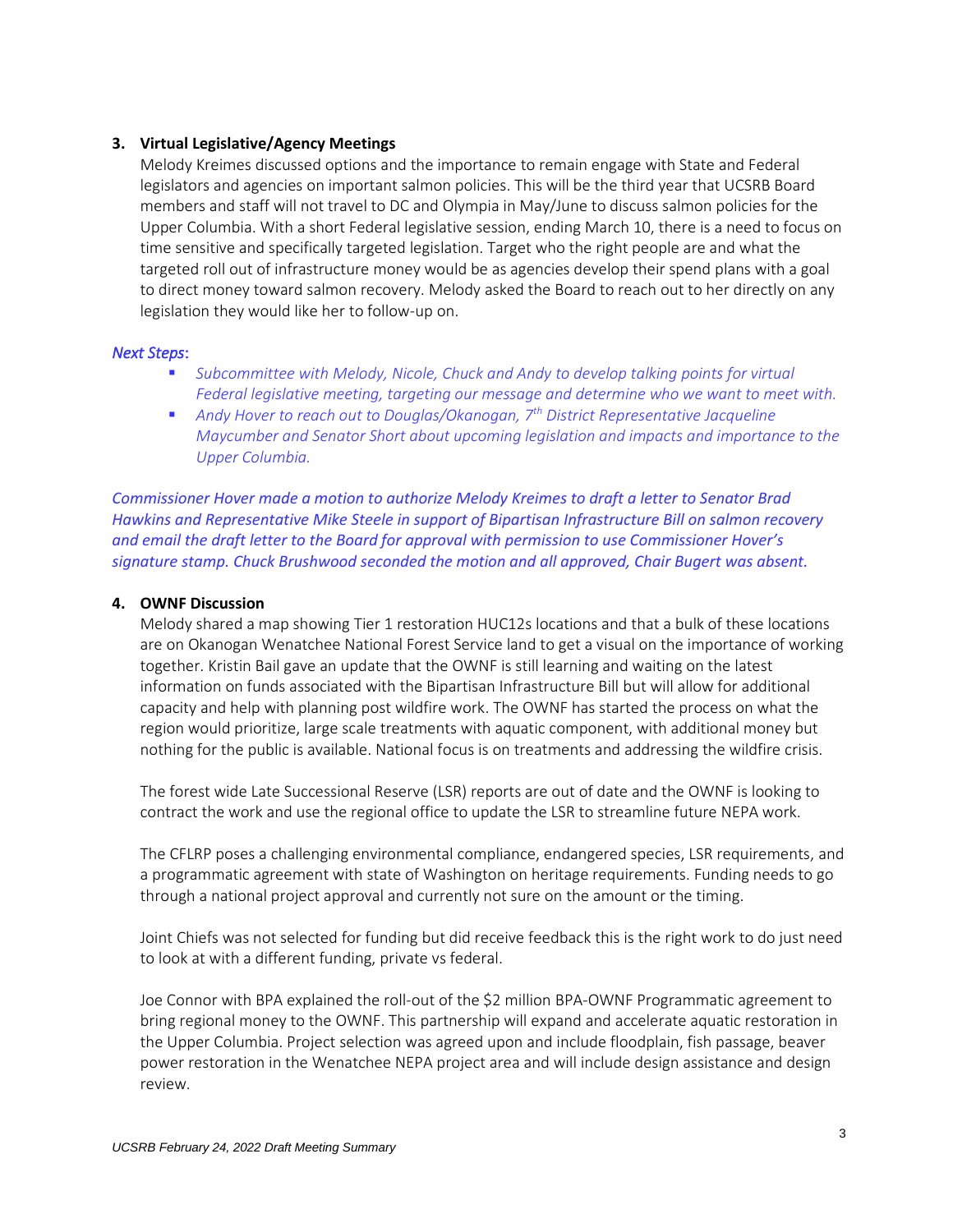3. **Virtual Legislative/Agency Meetings**

Melody Kreimes discussed options and the importance to remain engage with State and Federal legislators and agencies on important salmon policies. This will be the third year that UCSRB Board members and staff will not travel to DC and Olympia in May/June to discuss salmon policies for the Upper Columbia. With a short Federal legislative session, ending March 10, there is a need to focus on time sensitive and specifically targeted legislation. Target who the right people are and what the targeted roll out of infrastructure money would be as agencies develop their spend plans with a goal to direct money toward salmon recovery. Melody asked the Board to reach out to her directly on any legislation they would like her to follow-up on.

*Next Steps*:

- *Subcommittee with Melody, Nicole, Chuck and Andy to develop talking points for virtual Federal legislative meeting, targeting our message and determine who we want to meet with.*
- *Andy Hover to reach out to Douglas/Okanogan, 7th District Representative Jacqueline Maycumber and Senator Short about upcoming legislation and impacts and importance to the Upper Columbia.*

*Commissioner Hover made a motion to authorize Melody Kreimes to draft a letter to Senator Brad Hawkins and Representative Mike Steele in support of Bipartisan Infrastructure Bill on salmon recovery and email the draft letter to the Board for approval with permission to use Commissioner Hover's signature stamp. Chuck Brushwood seconded the motion and all approved, Chair Bugert was absent.*

4. **OWNF Discussion**

Melody shared a map showing Tier 1 restoration HUC12s locations and that a bulk of these locations are on Okanogan Wenatchee National Forest Service land to get a visual on the importance of working together. Kristin Bail gave an update that the OWNF is still learning and waiting on the latest information on funds associated with the Bipartisan Infrastructure Bill but will allow for additional capacity and help with planning post wildfire work. The OWNF has started the process on what the region would prioritize, large scale treatments with aquatic component, with additional money but nothing for the public is available. National focus is on treatments and addressing the wildfire crisis.

The forest wide Late Successional Reserve (LSR) reports are out of date and the OWNF is looking to contract the work and use the regional office to update the LSR to streamline future NEPA work.

The CFLRP poses a challenging environmental compliance, endangered species, LSR requirements, and a programmatic agreement with state of Washington on heritage requirements. Funding needs to go through a national project approval and currently not sure on the amount or the timing.

Joint Chiefs was not selected for funding but did receive feedback this is the right work to do just need to look at with a different funding, private vs federal.

Joe Connor with BPA explained the roll-out of the $2 million BPA-OWNF Programmatic agreement to bring regional money to the OWNF. This partnership will expand and accelerate aquatic restoration in the Upper Columbia. Project selection was agreed upon and include floodplain, fish passage, beaver power restoration in the Wenatchee NEPA project area and will include design assistance and design review.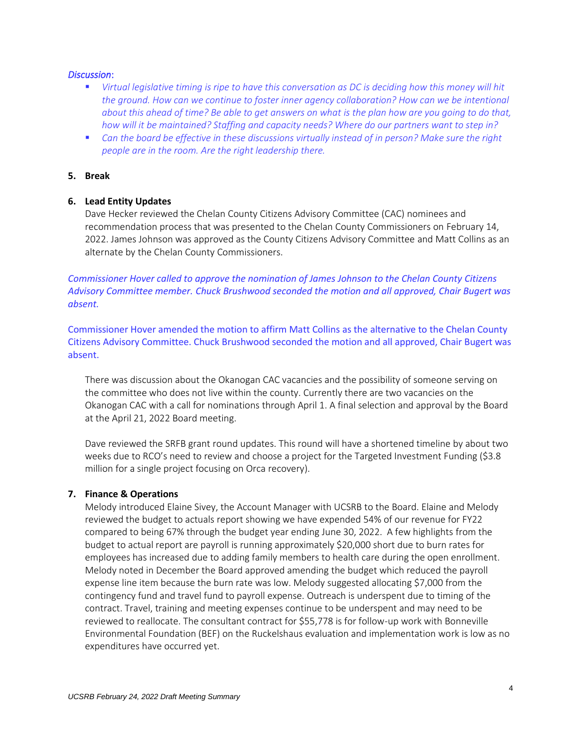*Discussion:*

- *Virtual legislative timing is ripe to have this conversation as DC is deciding how this money will hit the ground. How can we continue to foster inner agency collaboration? How can we be intentional about this ahead of time? Be able to get answers on what is the plan how are you going to do that, how will it be maintained? Staffing and capacity needs? Where do our partners want to step in?*
- *Can the board be effective in these discussions virtually instead of in person? Make sure the right people are in the room. Are the right leadership there.*

**5. Break**

**6. Lead Entity Updates**

Dave Hecker reviewed the Chelan County Citizens Advisory Committee (CAC) nominees and recommendation process that was presented to the Chelan County Commissioners on February 14, 2022. James Johnson was approved as the County Citizens Advisory Committee and Matt Collins as an alternate by the Chelan County Commissioners.

*Commissioner Hover called to approve the nomination of James Johnson to the Chelan County Citizens Advisory Committee member. Chuck Brushwood seconded the motion and all approved, Chair Bugert was absent.*

Commissioner Hover amended the motion to affirm Matt Collins as the alternative to the Chelan County Citizens Advisory Committee. Chuck Brushwood seconded the motion and all approved, Chair Bugert was absent.

There was discussion about the Okanogan CAC vacancies and the possibility of someone serving on the committee who does not live within the county. Currently there are two vacancies on the Okanogan CAC with a call for nominations through April 1. A final selection and approval by the Board at the April 21, 2022 Board meeting.

Dave reviewed the SRFB grant round updates. This round will have a shortened timeline by about two weeks due to RCO's need to review and choose a project for the Targeted Investment Funding ($3.8 million for a single project focusing on Orca recovery).

**7. Finance & Operations**

Melody introduced Elaine Sivey, the Account Manager with UCSRB to the Board. Elaine and Melody reviewed the budget to actuals report showing we have expended 54% of our revenue for FY22 compared to being 67% through the budget year ending June 30, 2022. A few highlights from the budget to actual report are payroll is running approximately $20,000 short due to burn rates for employees has increased due to adding family members to health care during the open enrollment. Melody noted in December the Board approved amending the budget which reduced the payroll expense line item because the burn rate was low. Melody suggested allocating $7,000 from the contingency fund and travel fund to payroll expense. Outreach is underspent due to timing of the contract. Travel, training and meeting expenses continue to be underspent and may need to be reviewed to reallocate. The consultant contract for $55,778 is for follow-up work with Bonneville Environmental Foundation (BEF) on the Ruckelshaus evaluation and implementation work is low as no expenditures have occurred yet.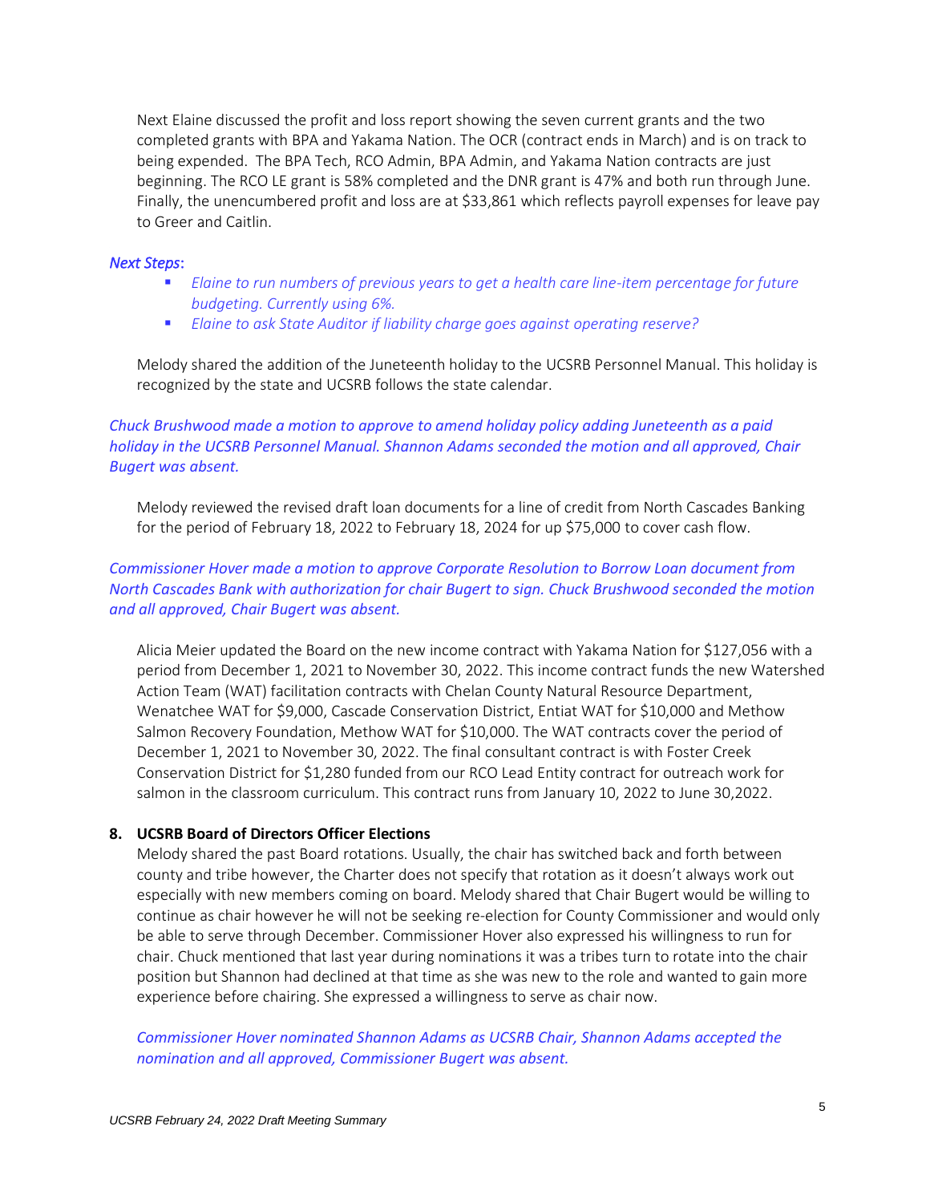Next Elaine discussed the profit and loss report showing the seven current grants and the two completed grants with BPA and Yakama Nation. The OCR (contract ends in March) and is on track to being expended. The BPA Tech, RCO Admin, BPA Admin, and Yakama Nation contracts are just beginning. The RCO LE grant is 58% completed and the DNR grant is 47% and both run through June. Finally, the unencumbered profit and loss are at $33,861 which reflects payroll expenses for leave pay to Greer and Caitlin.

*Next Steps*:

- *Elaine to run numbers of previous years to get a health care line-item percentage for future budgeting. Currently using 6%.*
- *Elaine to ask State Auditor if liability charge goes against operating reserve?*

Melody shared the addition of the Juneteenth holiday to the UCSRB Personnel Manual. This holiday is recognized by the state and UCSRB follows the state calendar.

*Chuck Brushwood made a motion to approve to amend holiday policy adding Juneteenth as a paid holiday in the UCSRB Personnel Manual. Shannon Adams seconded the motion and all approved, Chair Bugert was absent.*

Melody reviewed the revised draft loan documents for a line of credit from North Cascades Banking for the period of February 18, 2022 to February 18, 2024 for up $75,000 to cover cash flow.

*Commissioner Hover made a motion to approve Corporate Resolution to Borrow Loan document from North Cascades Bank with authorization for chair Bugert to sign. Chuck Brushwood seconded the motion and all approved, Chair Bugert was absent.*

Alicia Meier updated the Board on the new income contract with Yakama Nation for $127,056 with a period from December 1, 2021 to November 30, 2022. This income contract funds the new Watershed Action Team (WAT) facilitation contracts with Chelan County Natural Resource Department, Wenatchee WAT for $9,000, Cascade Conservation District, Entiat WAT for $10,000 and Methow Salmon Recovery Foundation, Methow WAT for $10,000. The WAT contracts cover the period of December 1, 2021 to November 30, 2022. The final consultant contract is with Foster Creek Conservation District for $1,280 funded from our RCO Lead Entity contract for outreach work for salmon in the classroom curriculum. This contract runs from January 10, 2022 to June 30,2022.

**8. UCSRB Board of Directors Officer Elections**

Melody shared the past Board rotations. Usually, the chair has switched back and forth between county and tribe however, the Charter does not specify that rotation as it doesn't always work out especially with new members coming on board. Melody shared that Chair Bugert would be willing to continue as chair however he will not be seeking re-election for County Commissioner and would only be able to serve through December. Commissioner Hover also expressed his willingness to run for chair. Chuck mentioned that last year during nominations it was a tribes turn to rotate into the chair position but Shannon had declined at that time as she was new to the role and wanted to gain more experience before chairing. She expressed a willingness to serve as chair now.

*Commissioner Hover nominated Shannon Adams as UCSRB Chair, Shannon Adams accepted the nomination and all approved, Commissioner Bugert was absent.*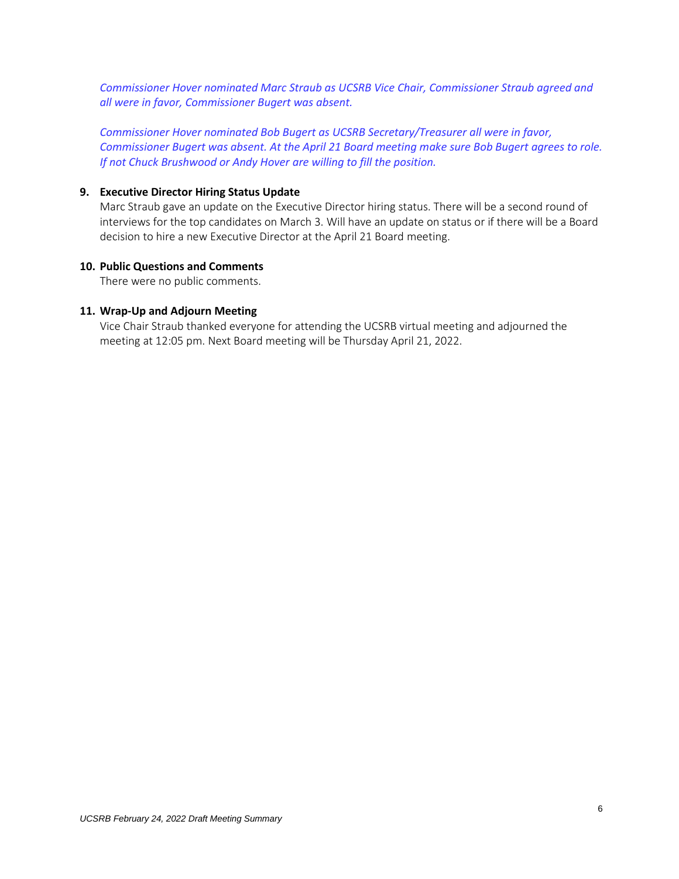*Commissioner Hover nominated Marc Straub as UCSRB Vice Chair, Commissioner Straub agreed and all were in favor, Commissioner Bugert was absent.*

*Commissioner Hover nominated Bob Bugert as UCSRB Secretary/Treasurer all were in favor, Commissioner Bugert was absent. At the April 21 Board meeting make sure Bob Bugert agrees to role. If not Chuck Brushwood or Andy Hover are willing to fill the position.*

**9. Executive Director Hiring Status Update**

Marc Straub gave an update on the Executive Director hiring status. There will be a second round of interviews for the top candidates on March 3. Will have an update on status or if there will be a Board decision to hire a new Executive Director at the April 21 Board meeting.

**10. Public Questions and Comments**

There were no public comments.

**11. Wrap-Up and Adjourn Meeting**

Vice Chair Straub thanked everyone for attending the UCSRB virtual meeting and adjourned the meeting at 12:05 pm. Next Board meeting will be Thursday April 21, 2022.